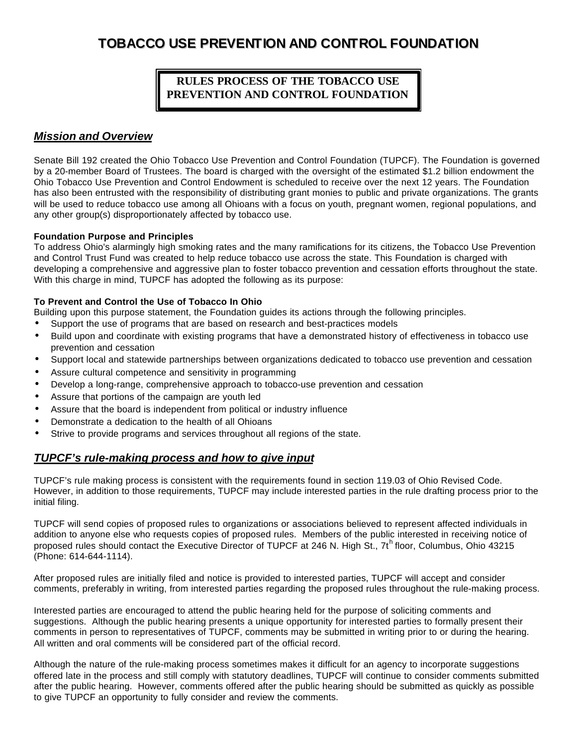# TOBACCO USE PREVENTION AND CONTROL FOUNDATION

## RULES PROCESS OF THE TOBACCO USE PREVENTION AND CONTROL FOUNDATION

### ***Mission and Overview***

Senate Bill 192 created the Ohio Tobacco Use Prevention and Control Foundation (TUPCF). The Foundation is governed by a 20-member Board of Trustees. The board is charged with the oversight of the estimated $1.2 billion endowment the Ohio Tobacco Use Prevention and Control Endowment is scheduled to receive over the next 12 years. The Foundation has also been entrusted with the responsibility of distributing grant monies to public and private organizations. The grants will be used to reduce tobacco use among all Ohioans with a focus on youth, pregnant women, regional populations, and any other group(s) disproportionately affected by tobacco use.

**Foundation Purpose and Principles**

To address Ohio's alarmingly high smoking rates and the many ramifications for its citizens, the Tobacco Use Prevention and Control Trust Fund was created to help reduce tobacco use across the state. This Foundation is charged with developing a comprehensive and aggressive plan to foster tobacco prevention and cessation efforts throughout the state. With this charge in mind, TUPCF has adopted the following as its purpose:

**To Prevent and Control the Use of Tobacco In Ohio**

Building upon this purpose statement, the Foundation guides its actions through the following principles.

- Support the use of programs that are based on research and best-practices models
- Build upon and coordinate with existing programs that have a demonstrated history of effectiveness in tobacco use prevention and cessation
- Support local and statewide partnerships between organizations dedicated to tobacco use prevention and cessation
- Assure cultural competence and sensitivity in programming
- Develop a long-range, comprehensive approach to tobacco-use prevention and cessation
- Assure that portions of the campaign are youth led
- Assure that the board is independent from political or industry influence
- Demonstrate a dedication to the health of all Ohioans
- Strive to provide programs and services throughout all regions of the state.

### ***TUPCF's rule-making process and how to give input***

TUPCF's rule making process is consistent with the requirements found in section 119.03 of Ohio Revised Code. However, in addition to those requirements, TUPCF may include interested parties in the rule drafting process prior to the initial filing.

TUPCF will send copies of proposed rules to organizations or associations believed to represent affected individuals in addition to anyone else who requests copies of proposed rules. Members of the public interested in receiving notice of proposed rules should contact the Executive Director of TUPCF at 246 N. High St., 7th floor, Columbus, Ohio 43215 (Phone: 614-644-1114).

After proposed rules are initially filed and notice is provided to interested parties, TUPCF will accept and consider comments, preferably in writing, from interested parties regarding the proposed rules throughout the rule-making process.

Interested parties are encouraged to attend the public hearing held for the purpose of soliciting comments and suggestions. Although the public hearing presents a unique opportunity for interested parties to formally present their comments in person to representatives of TUPCF, comments may be submitted in writing prior to or during the hearing. All written and oral comments will be considered part of the official record.

Although the nature of the rule-making process sometimes makes it difficult for an agency to incorporate suggestions offered late in the process and still comply with statutory deadlines, TUPCF will continue to consider comments submitted after the public hearing. However, comments offered after the public hearing should be submitted as quickly as possible to give TUPCF an opportunity to fully consider and review the comments.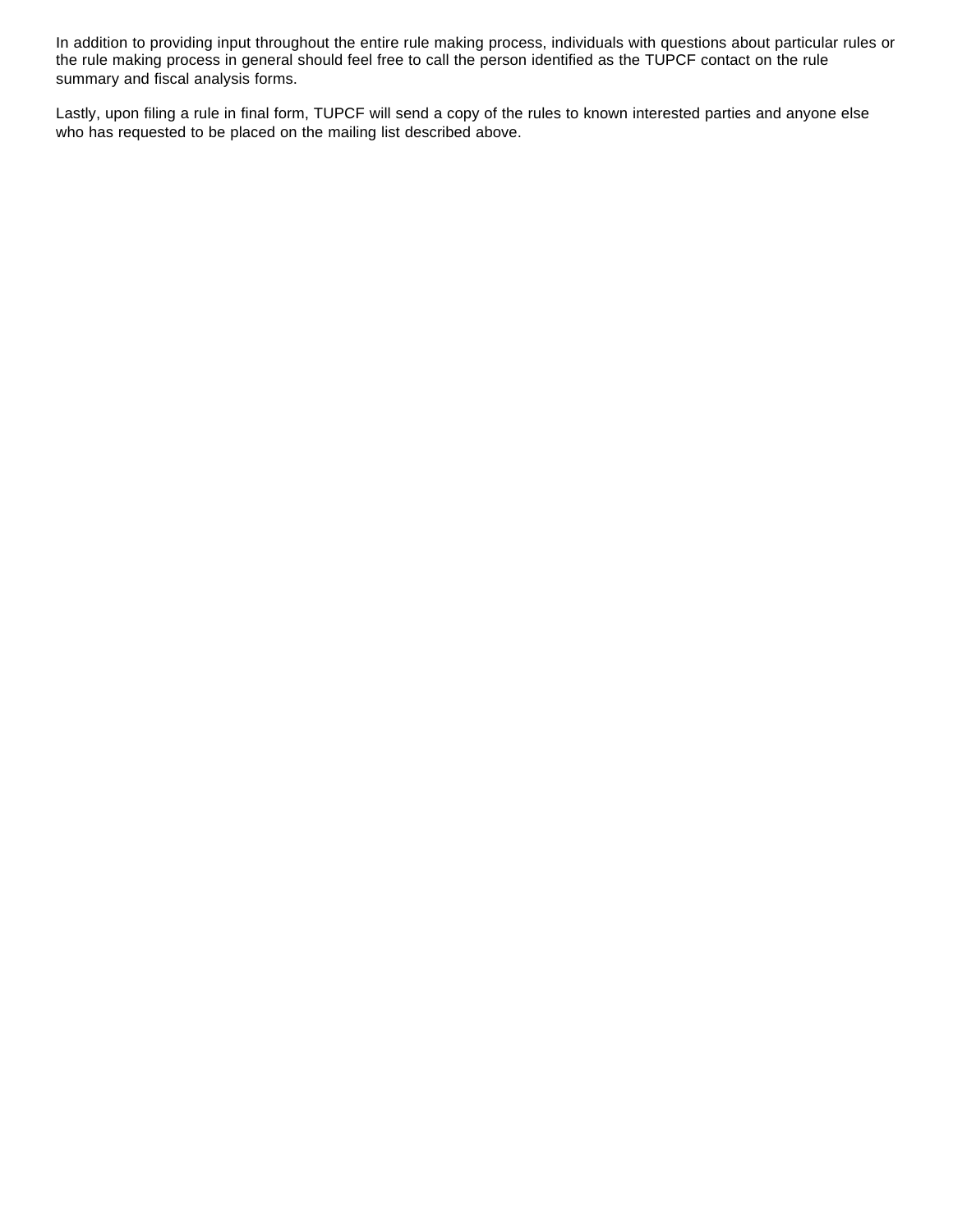In addition to providing input throughout the entire rule making process, individuals with questions about particular rules or the rule making process in general should feel free to call the person identified as the TUPCF contact on the rule summary and fiscal analysis forms.

Lastly, upon filing a rule in final form, TUPCF will send a copy of the rules to known interested parties and anyone else who has requested to be placed on the mailing list described above.